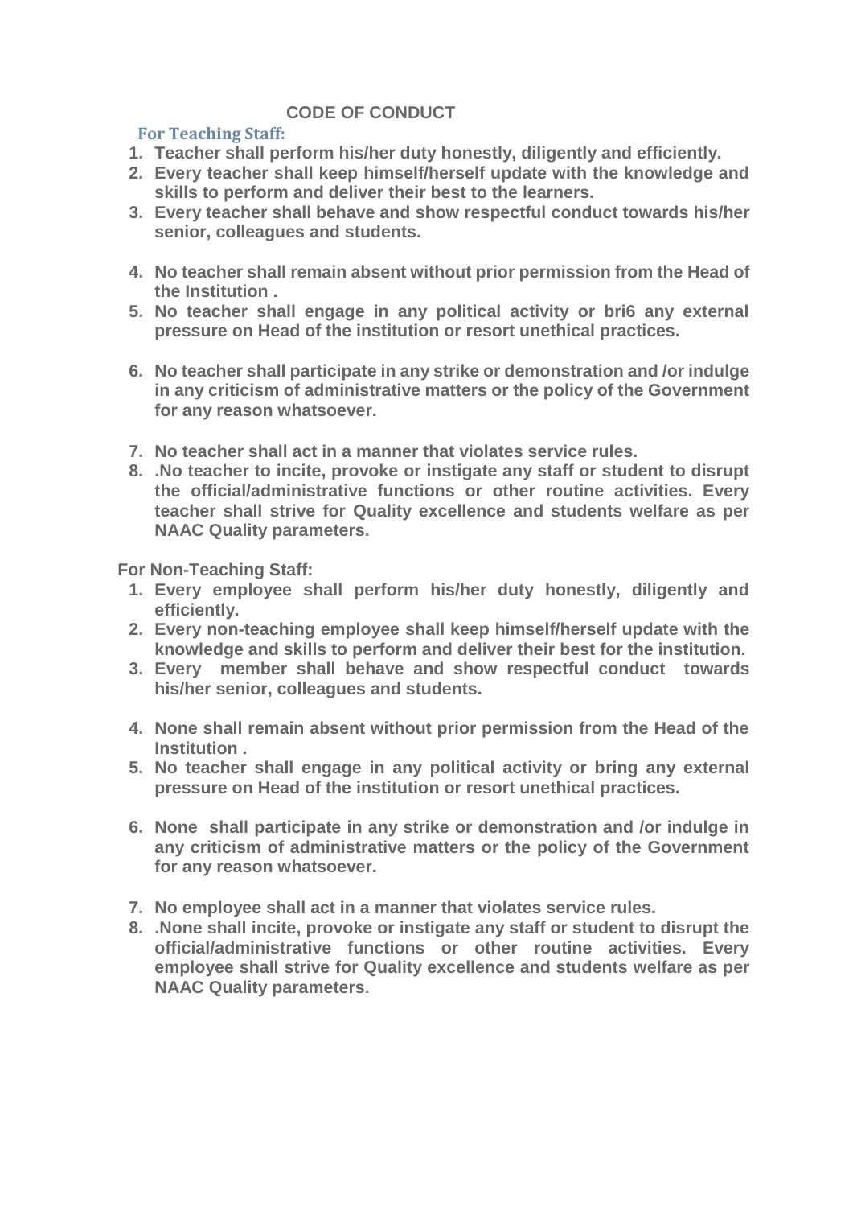# CODE OF CONDUCT

## For Teaching Staff:

1. **Teacher shall perform his/her duty honestly, diligently and efficiently.**
2. **Every teacher shall keep himself/herself update with the knowledge and skills to perform and deliver their best to the learners.**
3. **Every teacher shall behave and show respectful conduct towards his/her senior, colleagues and students.**
4. **No teacher shall remain absent without prior permission from the Head of the Institution .**
5. **No teacher shall engage in any political activity or bri6 any external pressure on Head of the institution or resort unethical practices.**
6. **No teacher shall participate in any strike or demonstration and /or indulge in any criticism of administrative matters or the policy of the Government for any reason whatsoever.**
7. **No teacher shall act in a manner that violates service rules.**
8. **.No teacher to incite, provoke or instigate any staff or student to disrupt the official/administrative functions or other routine activities. Every teacher shall strive for Quality excellence and students welfare as per NAAC Quality parameters.**

## For Non-Teaching Staff:

1. **Every employee shall perform his/her duty honestly, diligently and efficiently.**
2. **Every non-teaching employee shall keep himself/herself update with the knowledge and skills to perform and deliver their best for the institution.**
3. **Every member shall behave and show respectful conduct towards his/her senior, colleagues and students.**
4. **None shall remain absent without prior permission from the Head of the Institution .**
5. **No teacher shall engage in any political activity or bring any external pressure on Head of the institution or resort unethical practices.**
6. **None shall participate in any strike or demonstration and /or indulge in any criticism of administrative matters or the policy of the Government for any reason whatsoever.**
7. **No employee shall act in a manner that violates service rules.**
8. **.None shall incite, provoke or instigate any staff or student to disrupt the official/administrative functions or other routine activities. Every employee shall strive for Quality excellence and students welfare as per NAAC Quality parameters.**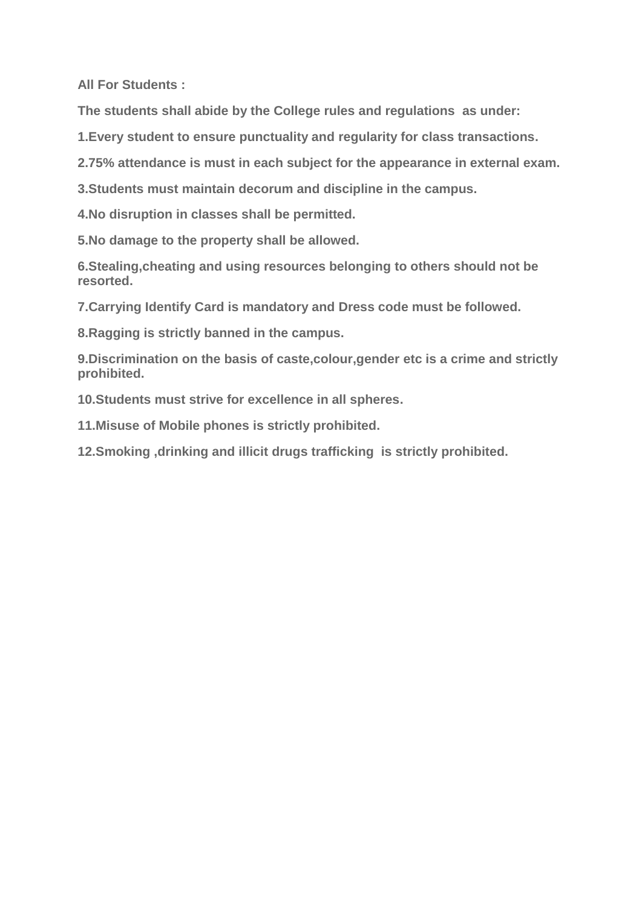**All For Students :**

**The students shall abide by the College rules and regulations as under:**

**1.Every student to ensure punctuality and regularity for class transactions.**

**2.75% attendance is must in each subject for the appearance in external exam.**

**3.Students must maintain decorum and discipline in the campus.**

**4.No disruption in classes shall be permitted.**

**5.No damage to the property shall be allowed.**

**6.Stealing,cheating and using resources belonging to others should not be resorted.**

**7.Carrying Identify Card is mandatory and Dress code must be followed.**

**8.Ragging is strictly banned in the campus.**

**9.Discrimination on the basis of caste,colour,gender etc is a crime and strictly prohibited.**

**10.Students must strive for excellence in all spheres.**

**11.Misuse of Mobile phones is strictly prohibited.**

**12.Smoking ,drinking and illicit drugs trafficking is strictly prohibited.**